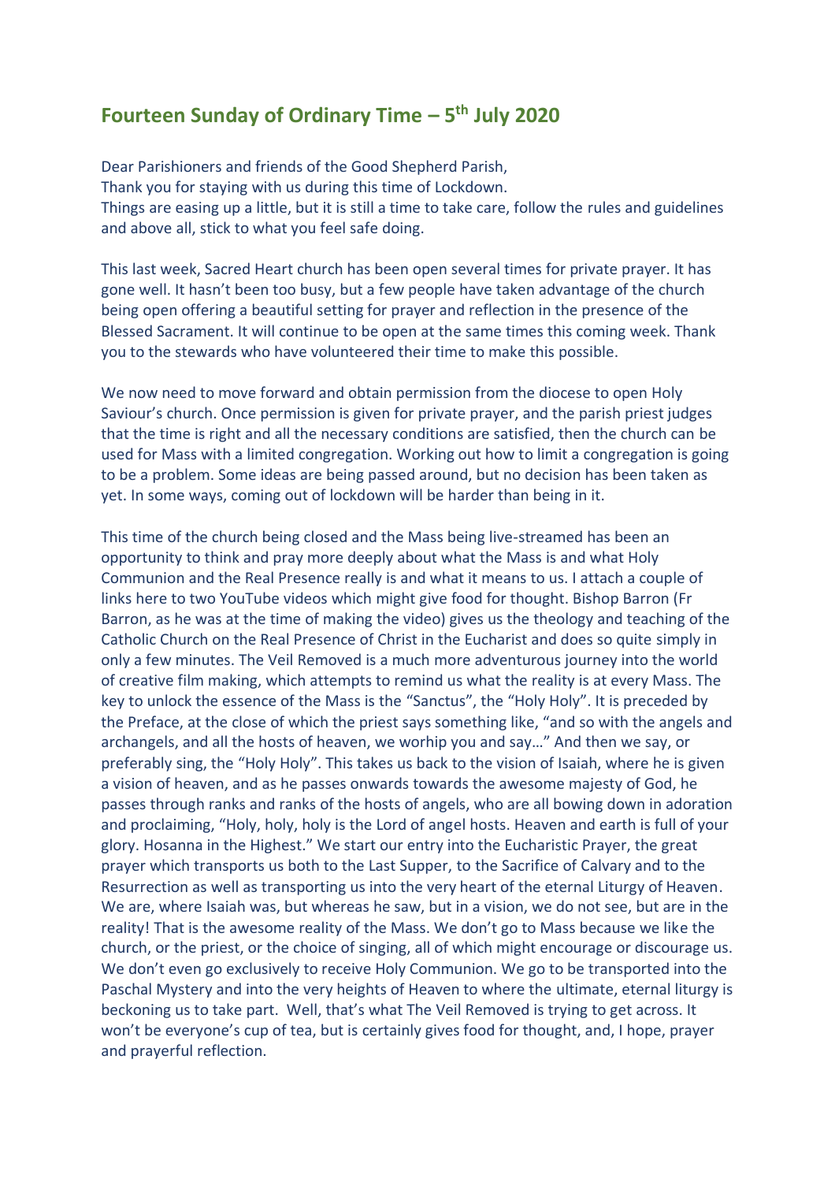## Fourteen Sunday of Ordinary Time – 5th July 2020

Dear Parishioners and friends of the Good Shepherd Parish,
Thank you for staying with us during this time of Lockdown.
Things are easing up a little, but it is still a time to take care, follow the rules and guidelines and above all, stick to what you feel safe doing.

This last week, Sacred Heart church has been open several times for private prayer. It has gone well. It hasn't been too busy, but a few people have taken advantage of the church being open offering a beautiful setting for prayer and reflection in the presence of the Blessed Sacrament. It will continue to be open at the same times this coming week. Thank you to the stewards who have volunteered their time to make this possible.

We now need to move forward and obtain permission from the diocese to open Holy Saviour's church. Once permission is given for private prayer, and the parish priest judges that the time is right and all the necessary conditions are satisfied, then the church can be used for Mass with a limited congregation. Working out how to limit a congregation is going to be a problem. Some ideas are being passed around, but no decision has been taken as yet. In some ways, coming out of lockdown will be harder than being in it.

This time of the church being closed and the Mass being live-streamed has been an opportunity to think and pray more deeply about what the Mass is and what Holy Communion and the Real Presence really is and what it means to us. I attach a couple of links here to two YouTube videos which might give food for thought. Bishop Barron (Fr Barron, as he was at the time of making the video) gives us the theology and teaching of the Catholic Church on the Real Presence of Christ in the Eucharist and does so quite simply in only a few minutes. The Veil Removed is a much more adventurous journey into the world of creative film making, which attempts to remind us what the reality is at every Mass. The key to unlock the essence of the Mass is the "Sanctus", the "Holy Holy". It is preceded by the Preface, at the close of which the priest says something like, "and so with the angels and archangels, and all the hosts of heaven, we worhip you and say…" And then we say, or preferably sing, the "Holy Holy". This takes us back to the vision of Isaiah, where he is given a vision of heaven, and as he passes onwards towards the awesome majesty of God, he passes through ranks and ranks of the hosts of angels, who are all bowing down in adoration and proclaiming, "Holy, holy, holy is the Lord of angel hosts. Heaven and earth is full of your glory. Hosanna in the Highest." We start our entry into the Eucharistic Prayer, the great prayer which transports us both to the Last Supper, to the Sacrifice of Calvary and to the Resurrection as well as transporting us into the very heart of the eternal Liturgy of Heaven. We are, where Isaiah was, but whereas he saw, but in a vision, we do not see, but are in the reality! That is the awesome reality of the Mass. We don't go to Mass because we like the church, or the priest, or the choice of singing, all of which might encourage or discourage us. We don't even go exclusively to receive Holy Communion. We go to be transported into the Paschal Mystery and into the very heights of Heaven to where the ultimate, eternal liturgy is beckoning us to take part. Well, that's what The Veil Removed is trying to get across. It won't be everyone's cup of tea, but is certainly gives food for thought, and, I hope, prayer and prayerful reflection.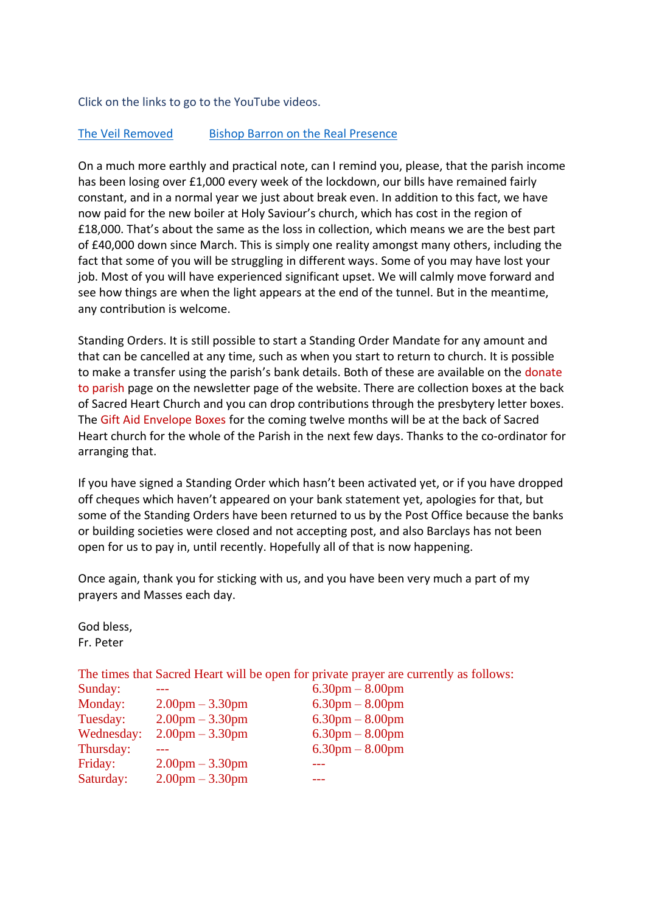Click on the links to go to the YouTube videos.

The Veil Removed          Bishop Barron on the Real Presence

On a much more earthly and practical note, can I remind you, please, that the parish income has been losing over £1,000 every week of the lockdown, our bills have remained fairly constant, and in a normal year we just about break even. In addition to this fact, we have now paid for the new boiler at Holy Saviour's church, which has cost in the region of £18,000. That's about the same as the loss in collection, which means we are the best part of £40,000 down since March. This is simply one reality amongst many others, including the fact that some of you will be struggling in different ways. Some of you may have lost your job. Most of you will have experienced significant upset. We will calmly move forward and see how things are when the light appears at the end of the tunnel. But in the meantime, any contribution is welcome.

Standing Orders. It is still possible to start a Standing Order Mandate for any amount and that can be cancelled at any time, such as when you start to return to church. It is possible to make a transfer using the parish's bank details. Both of these are available on the donate to parish page on the newsletter page of the website. There are collection boxes at the back of Sacred Heart Church and you can drop contributions through the presbytery letter boxes. The Gift Aid Envelope Boxes for the coming twelve months will be at the back of Sacred Heart church for the whole of the Parish in the next few days. Thanks to the co-ordinator for arranging that.

If you have signed a Standing Order which hasn't been activated yet, or if you have dropped off cheques which haven't appeared on your bank statement yet, apologies for that, but some of the Standing Orders have been returned to us by the Post Office because the banks or building societies were closed and not accepting post, and also Barclays has not been open for us to pay in, until recently. Hopefully all of that is now happening.

Once again, thank you for sticking with us, and you have been very much a part of my prayers and Masses each day.

God bless,  
Fr. Peter

The times that Sacred Heart will be open for private prayer are currently as follows:

| | | |
|---|---|---|
| Sunday: | --- | 6.30pm – 8.00pm |
| Monday: | 2.00pm – 3.30pm | 6.30pm – 8.00pm |
| Tuesday: | 2.00pm – 3.30pm | 6.30pm – 8.00pm |
| Wednesday: | 2.00pm – 3.30pm | 6.30pm – 8.00pm |
| Thursday: | --- | 6.30pm – 8.00pm |
| Friday: | 2.00pm – 3.30pm | --- |
| Saturday: | 2.00pm – 3.30pm | --- |